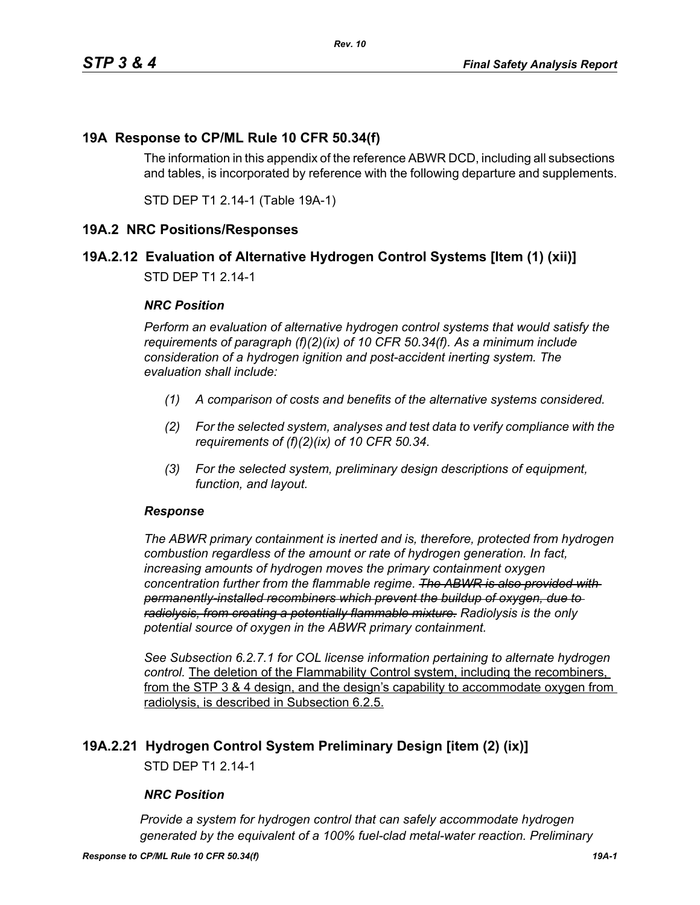# 19A Response to CP/ML Rule 10 CFR 50.34(f)

The information in this appendix of the reference ABWR DCD, including all subsections and tables, is incorporated by reference with the following departure and supplements.

STD DEP T1 2.14-1 (Table 19A-1)

## 19A.2 NRC Positions/Responses

### 19A.2.12 Evaluation of Alternative Hydrogen Control Systems [Item (1) (xii)]

STD DEP T1 2.14-1

***NRC Position***

*Perform an evaluation of alternative hydrogen control systems that would satisfy the requirements of paragraph (f)(2)(ix) of 10 CFR 50.34(f). As a minimum include consideration of a hydrogen ignition and post-accident inerting system. The evaluation shall include:*

*(1) A comparison of costs and benefits of the alternative systems considered.*

*(2) For the selected system, analyses and test data to verify compliance with the requirements of (f)(2)(ix) of 10 CFR 50.34.*

*(3) For the selected system, preliminary design descriptions of equipment, function, and layout.*

***Response***

*The ABWR primary containment is inerted and is, therefore, protected from hydrogen combustion regardless of the amount or rate of hydrogen generation. In fact, increasing amounts of hydrogen moves the primary containment oxygen concentration further from the flammable regime.* ~~*The ABWR is also provided with permanently-installed recombiners which prevent the buildup of oxygen, due to radiolysis, from creating a potentially flammable mixture.*~~ *Radiolysis is the only potential source of oxygen in the ABWR primary containment.*

*See Subsection 6.2.7.1 for COL license information pertaining to alternate hydrogen control.* <u>The deletion of the Flammability Control system, including the recombiners, from the STP 3 & 4 design, and the design's capability to accommodate oxygen from radiolysis, is described in Subsection 6.2.5.</u>

### 19A.2.21 Hydrogen Control System Preliminary Design [item (2) (ix)]

STD DEP T1 2.14-1

***NRC Position***

*Provide a system for hydrogen control that can safely accommodate hydrogen generated by the equivalent of a 100% fuel-clad metal-water reaction. Preliminary*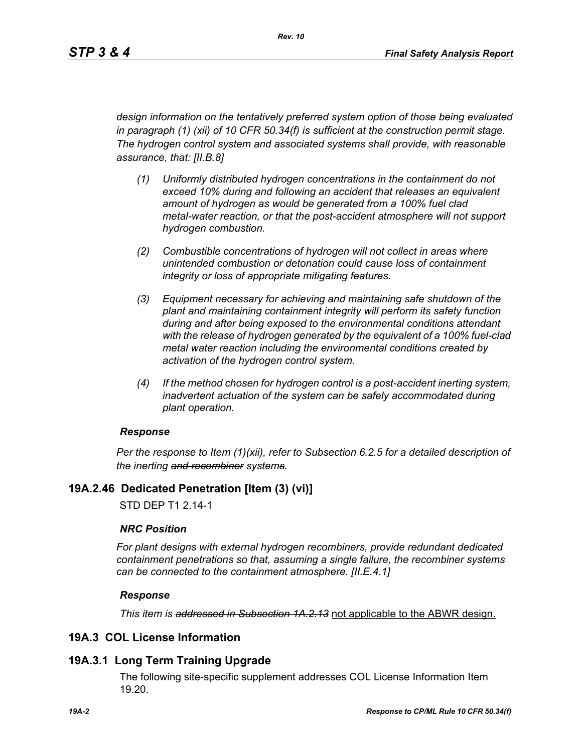*design information on the tentatively preferred system option of those being evaluated in paragraph (1) (xii) of 10 CFR 50.34(f) is sufficient at the construction permit stage. The hydrogen control system and associated systems shall provide, with reasonable assurance, that: [II.B.8]*

*(1) Uniformly distributed hydrogen concentrations in the containment do not exceed 10% during and following an accident that releases an equivalent amount of hydrogen as would be generated from a 100% fuel clad metal-water reaction, or that the post-accident atmosphere will not support hydrogen combustion.*

*(2) Combustible concentrations of hydrogen will not collect in areas where unintended combustion or detonation could cause loss of containment integrity or loss of appropriate mitigating features.*

*(3) Equipment necessary for achieving and maintaining safe shutdown of the plant and maintaining containment integrity will perform its safety function during and after being exposed to the environmental conditions attendant with the release of hydrogen generated by the equivalent of a 100% fuel-clad metal water reaction including the environmental conditions created by activation of the hydrogen control system.*

*(4) If the method chosen for hydrogen control is a post-accident inerting system, inadvertent actuation of the system can be safely accommodated during plant operation.*

***Response***

*Per the response to Item (1)(xii), refer to Subsection 6.2.5 for a detailed description of the inerting ~~and recombiner~~ system~~s~~.*

## 19A.2.46 Dedicated Penetration [Item (3) (vi)]

STD DEP T1 2.14-1

***NRC Position***

*For plant designs with external hydrogen recombiners, provide redundant dedicated containment penetrations so that, assuming a single failure, the recombiner systems can be connected to the containment atmosphere. [II.E.4.1]*

***Response***

*This item is ~~addressed in Subsection 1A.2.13~~* <u>not applicable to the ABWR design.</u>

## 19A.3 COL License Information

## 19A.3.1 Long Term Training Upgrade

The following site-specific supplement addresses COL License Information Item 19.20.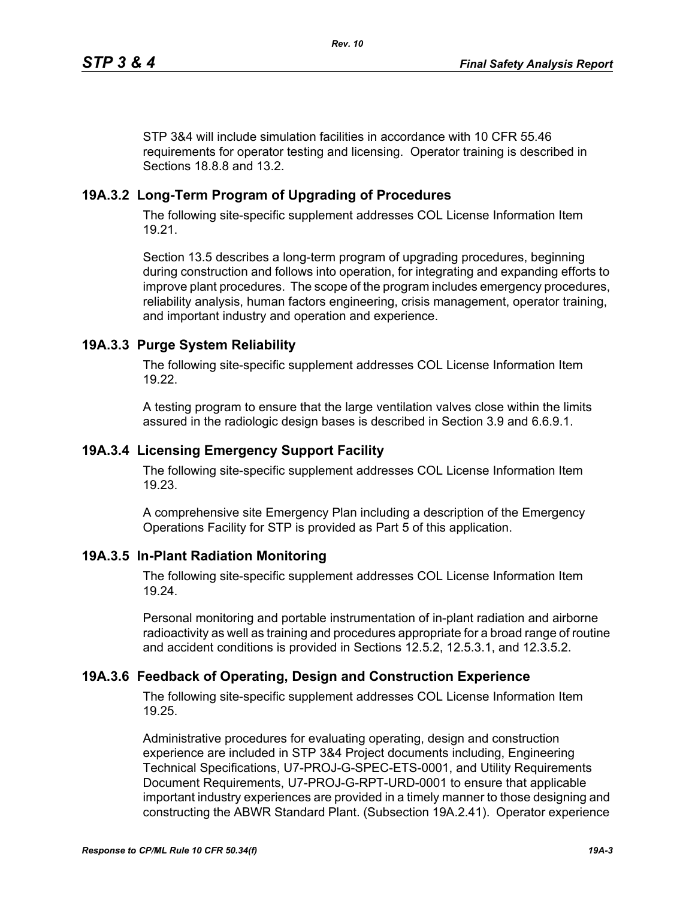STP 3&4 will include simulation facilities in accordance with 10 CFR 55.46 requirements for operator testing and licensing. Operator training is described in Sections 18.8.8 and 13.2.

## 19A.3.2 Long-Term Program of Upgrading of Procedures

The following site-specific supplement addresses COL License Information Item 19.21.

Section 13.5 describes a long-term program of upgrading procedures, beginning during construction and follows into operation, for integrating and expanding efforts to improve plant procedures. The scope of the program includes emergency procedures, reliability analysis, human factors engineering, crisis management, operator training, and important industry and operation and experience.

## 19A.3.3 Purge System Reliability

The following site-specific supplement addresses COL License Information Item 19.22.

A testing program to ensure that the large ventilation valves close within the limits assured in the radiologic design bases is described in Section 3.9 and 6.6.9.1.

## 19A.3.4 Licensing Emergency Support Facility

The following site-specific supplement addresses COL License Information Item 19.23.

A comprehensive site Emergency Plan including a description of the Emergency Operations Facility for STP is provided as Part 5 of this application.

## 19A.3.5 In-Plant Radiation Monitoring

The following site-specific supplement addresses COL License Information Item 19.24.

Personal monitoring and portable instrumentation of in-plant radiation and airborne radioactivity as well as training and procedures appropriate for a broad range of routine and accident conditions is provided in Sections 12.5.2, 12.5.3.1, and 12.3.5.2.

## 19A.3.6 Feedback of Operating, Design and Construction Experience

The following site-specific supplement addresses COL License Information Item 19.25.

Administrative procedures for evaluating operating, design and construction experience are included in STP 3&4 Project documents including, Engineering Technical Specifications, U7-PROJ-G-SPEC-ETS-0001, and Utility Requirements Document Requirements, U7-PROJ-G-RPT-URD-0001 to ensure that applicable important industry experiences are provided in a timely manner to those designing and constructing the ABWR Standard Plant. (Subsection 19A.2.41). Operator experience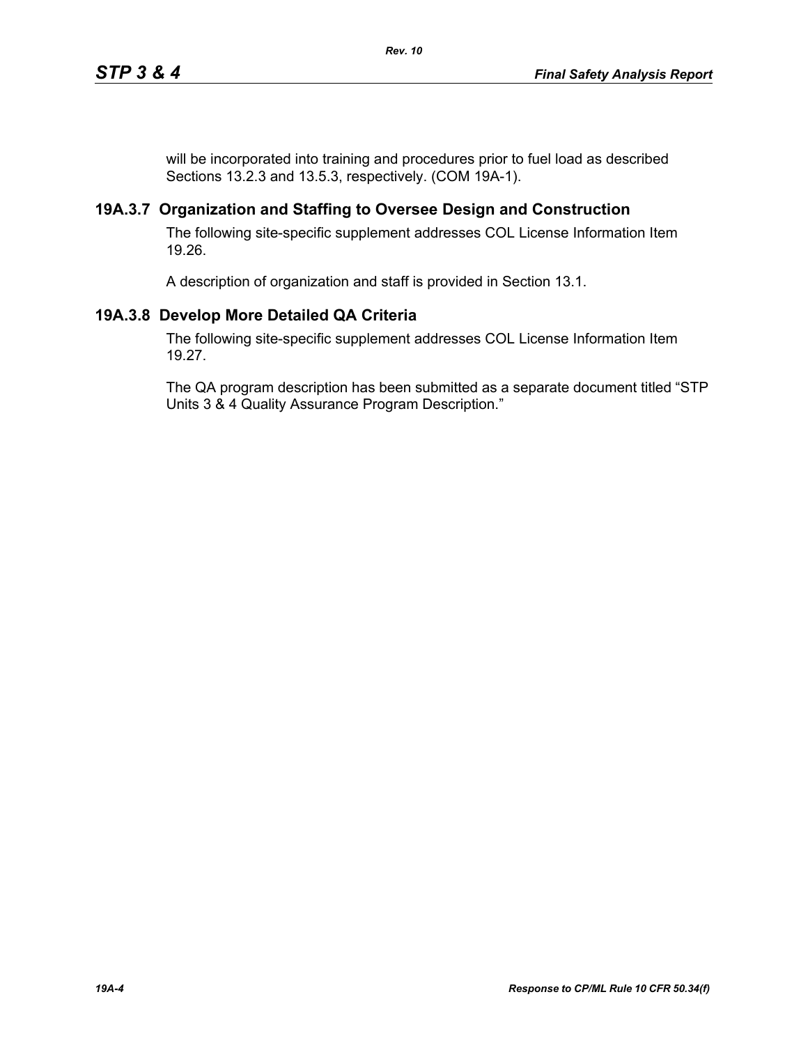will be incorporated into training and procedures prior to fuel load as described Sections 13.2.3 and 13.5.3, respectively. (COM 19A-1).

## 19A.3.7 Organization and Staffing to Oversee Design and Construction

The following site-specific supplement addresses COL License Information Item 19.26.

A description of organization and staff is provided in Section 13.1.

## 19A.3.8 Develop More Detailed QA Criteria

The following site-specific supplement addresses COL License Information Item 19.27.

The QA program description has been submitted as a separate document titled "STP Units 3 & 4 Quality Assurance Program Description."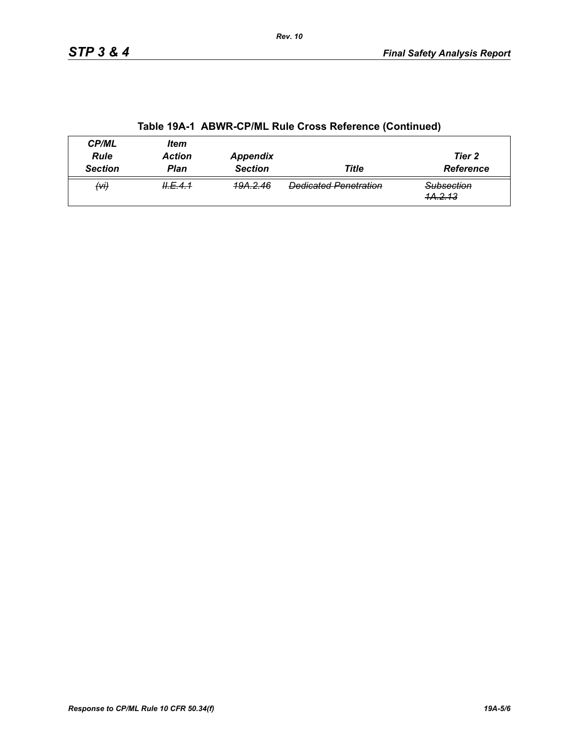**Table 19A-1 ABWR-CP/ML Rule Cross Reference (Continued)**

| *CP/ML Rule Section* | *Item Action Plan* | *Appendix Section* | *Title* | *Tier 2 Reference* |
|---|---|---|---|---|
| ~~*(vi)*~~ | ~~*II.E.4.1*~~ | ~~*19A.2.46*~~ | ~~*Dedicated Penetration*~~ | ~~*Subsection 1A.2.13*~~ |